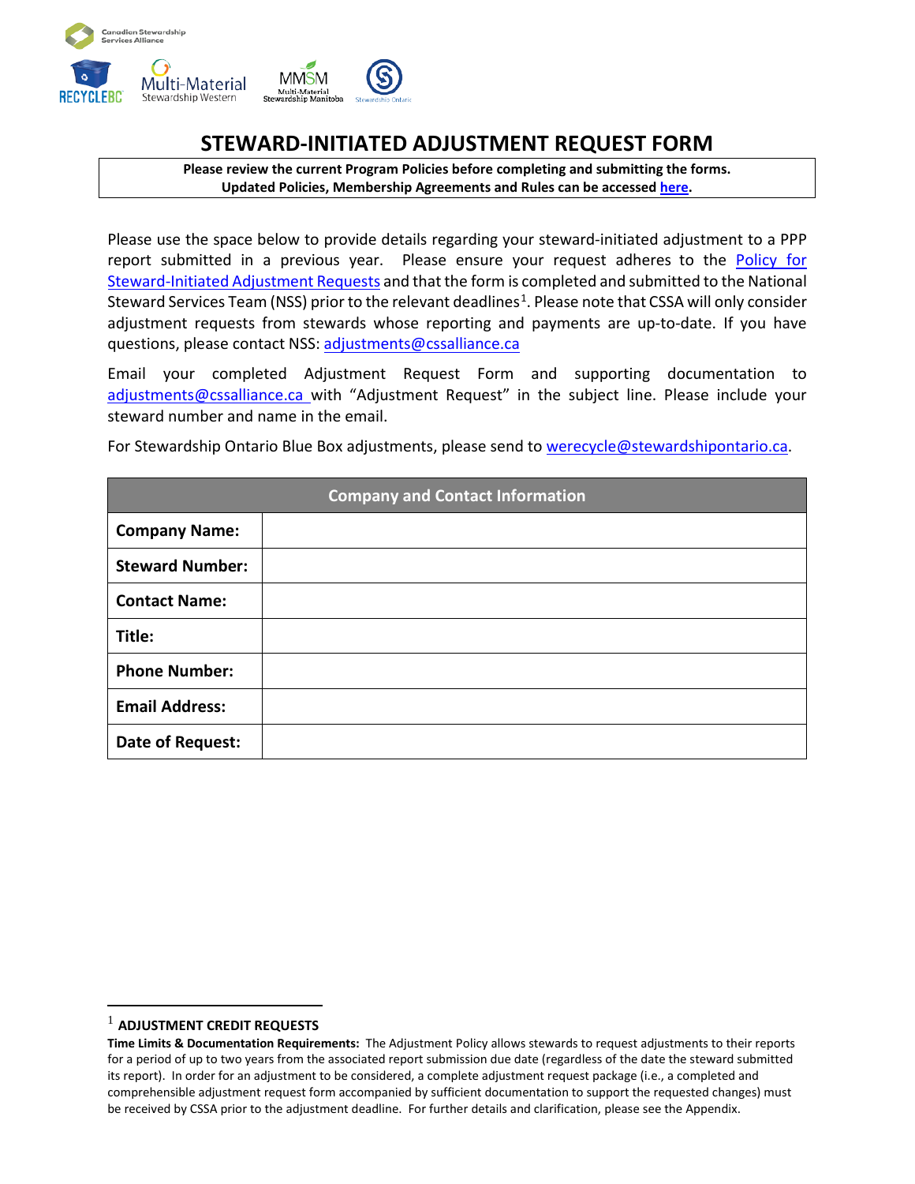# STEWARD-INITIATED ADJUSTMENT REQUEST FORM

**Please review the current Program Policies before completing and submitting the forms.**
**Updated Policies, Membership Agreements and Rules can be accessed here.**

Please use the space below to provide details regarding your steward-initiated adjustment to a PPP report submitted in a previous year. Please ensure your request adheres to the Policy for Steward-Initiated Adjustment Requests and that the form is completed and submitted to the National Steward Services Team (NSS) prior to the relevant deadlines[1]. Please note that CSSA will only consider adjustment requests from stewards whose reporting and payments are up-to-date. If you have questions, please contact NSS: adjustments@cssalliance.ca

Email your completed Adjustment Request Form and supporting documentation to adjustments@cssalliance.ca with "Adjustment Request" in the subject line. Please include your steward number and name in the email.

For Stewardship Ontario Blue Box adjustments, please send to werecycle@stewardshipontario.ca.

| Company and Contact Information | |
|---|---|
| **Company Name:** | |
| **Steward Number:** | |
| **Contact Name:** | |
| **Title:** | |
| **Phone Number:** | |
| **Email Address:** | |
| **Date of Request:** | |

[1] **ADJUSTMENT CREDIT REQUESTS**

**Time Limits & Documentation Requirements:** The Adjustment Policy allows stewards to request adjustments to their reports for a period of up to two years from the associated report submission due date (regardless of the date the steward submitted its report). In order for an adjustment to be considered, a complete adjustment request package (i.e., a completed and comprehensible adjustment request form accompanied by sufficient documentation to support the requested changes) must be received by CSSA prior to the adjustment deadline. For further details and clarification, please see the Appendix.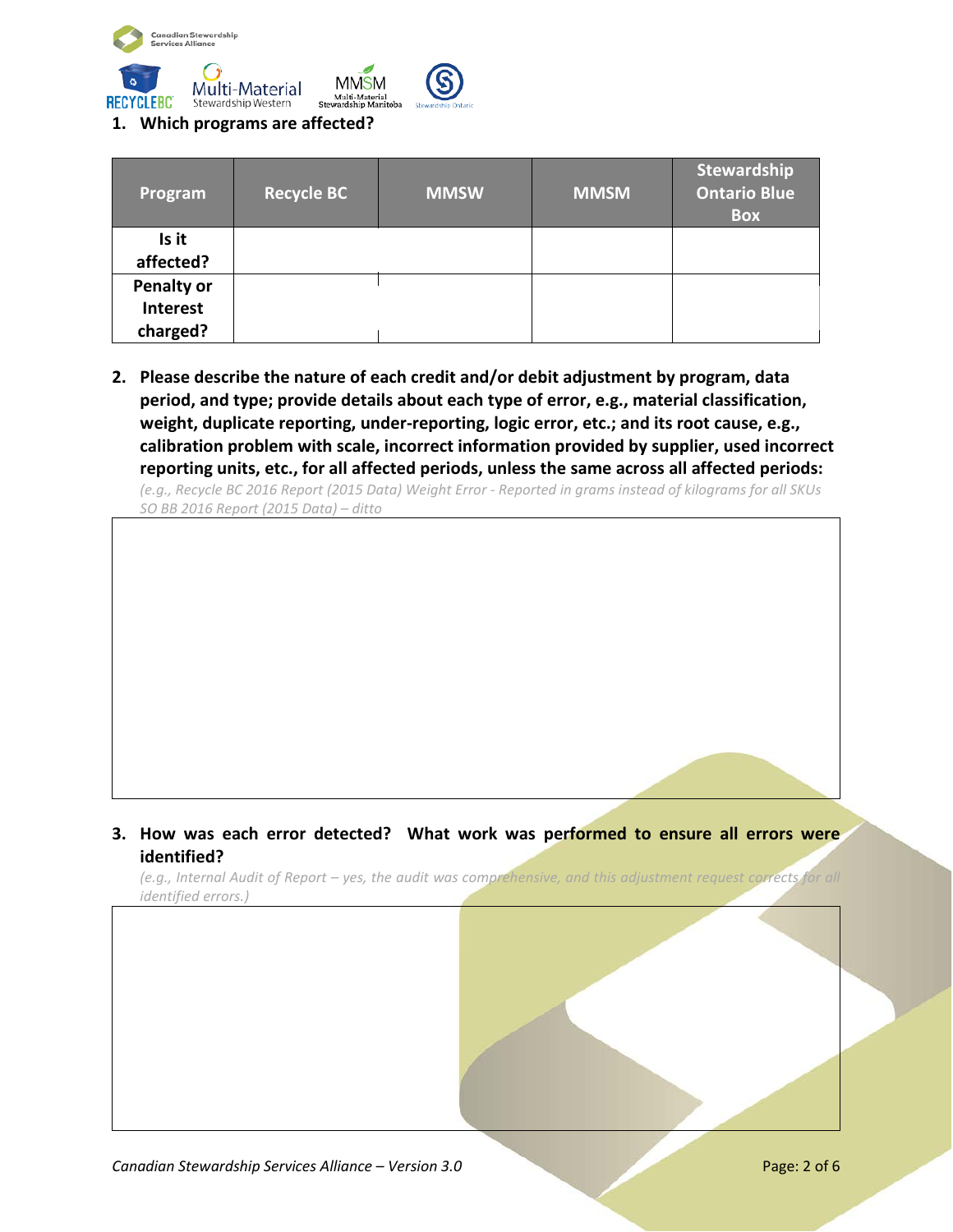## 1. Which programs are affected?

| Program | Recycle BC | MMSW | MMSM | Stewardship Ontario Blue Box |
|---|---|---|---|---|
| Is it affected? | | | | |
| Penalty or Interest charged? | | | | |

## 2. Please describe the nature of each credit and/or debit adjustment by program, data period, and type; provide details about each type of error, e.g., material classification, weight, duplicate reporting, under-reporting, logic error, etc.; and its root cause, e.g., calibration problem with scale, incorrect information provided by supplier, used incorrect reporting units, etc., for all affected periods, unless the same across all affected periods:

*(e.g., Recycle BC 2016 Report (2015 Data) Weight Error - Reported in grams instead of kilograms for all SKUs SO BB 2016 Report (2015 Data) – ditto*

## 3. How was each error detected? What work was performed to ensure all errors were identified?

*(e.g., Internal Audit of Report – yes, the audit was comprehensive, and this adjustment request corrects for all identified errors.)*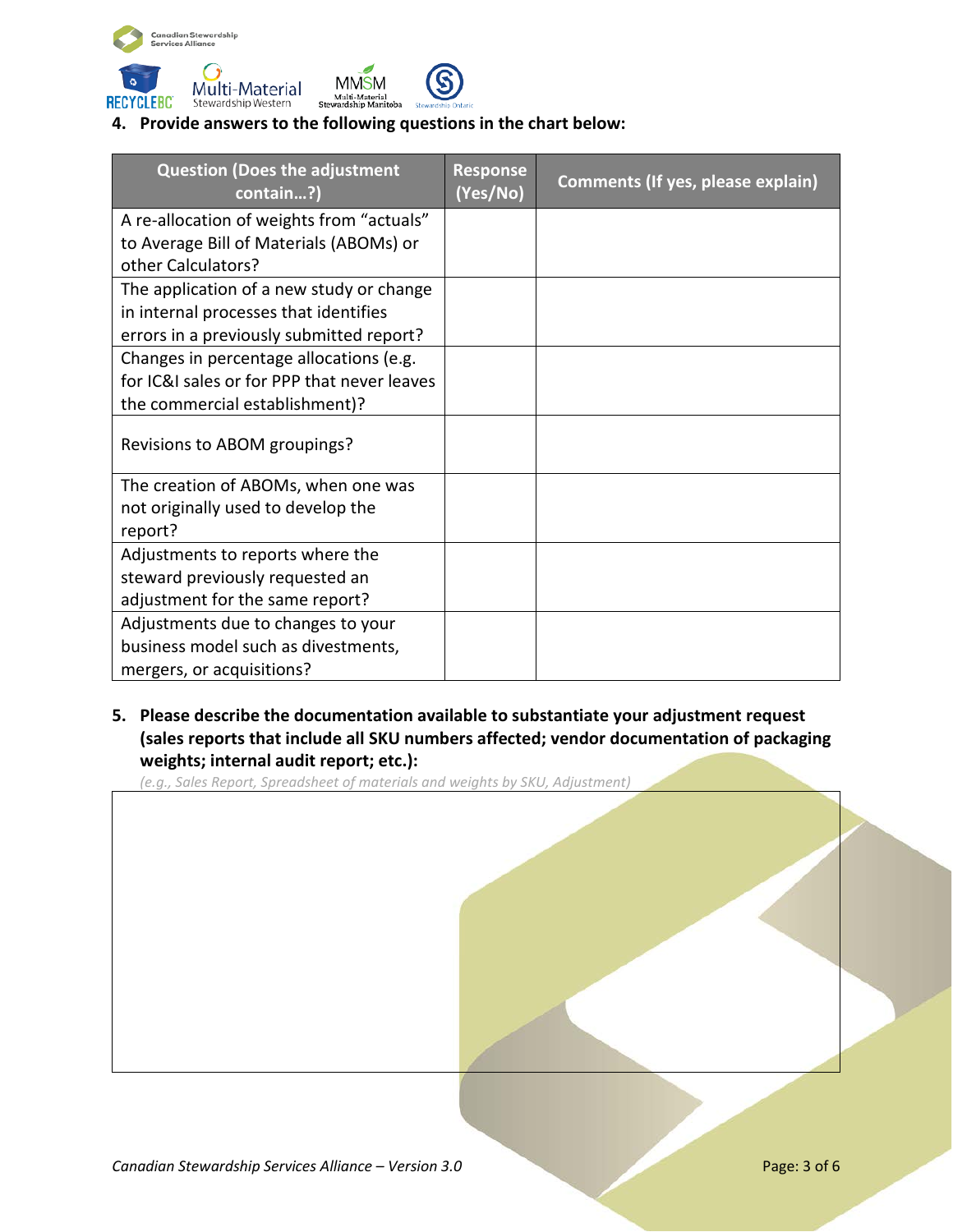**4. Provide answers to the following questions in the chart below:**

| Question (Does the adjustment contain…?) | Response (Yes/No) | Comments (If yes, please explain) |
|---|---|---|
| A re-allocation of weights from "actuals" to Average Bill of Materials (ABOMs) or other Calculators? | | |
| The application of a new study or change in internal processes that identifies errors in a previously submitted report? | | |
| Changes in percentage allocations (e.g. for IC&I sales or for PPP that never leaves the commercial establishment)? | | |
| Revisions to ABOM groupings? | | |
| The creation of ABOMs, when one was not originally used to develop the report? | | |
| Adjustments to reports where the steward previously requested an adjustment for the same report? | | |
| Adjustments due to changes to your business model such as divestments, mergers, or acquisitions? | | |

**5. Please describe the documentation available to substantiate your adjustment request (sales reports that include all SKU numbers affected; vendor documentation of packaging weights; internal audit report; etc.):**

*(e.g., Sales Report, Spreadsheet of materials and weights by SKU, Adjustment)*

| |
|---|
| |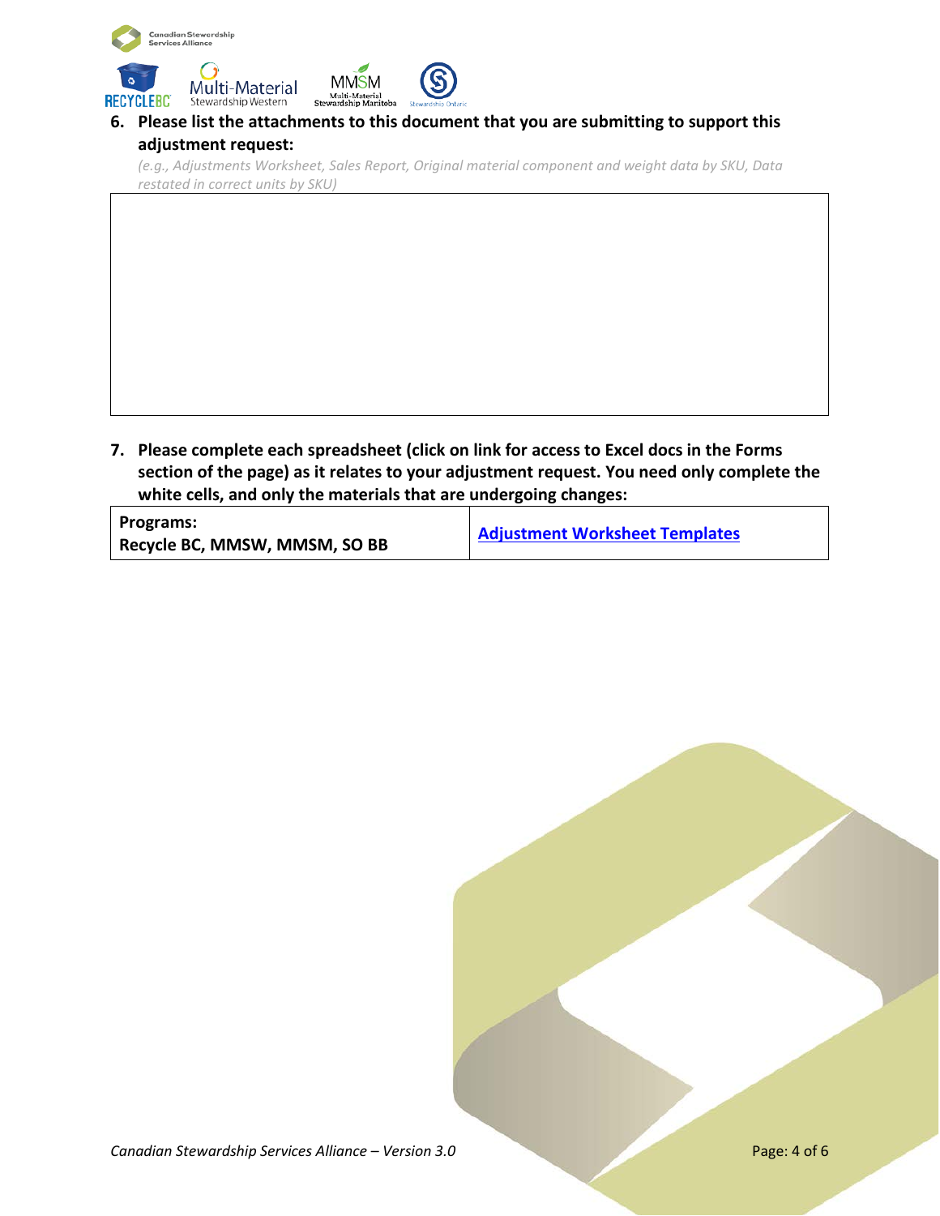**6. Please list the attachments to this document that you are submitting to support this adjustment request:**

*(e.g., Adjustments Worksheet, Sales Report, Original material component and weight data by SKU, Data restated in correct units by SKU)*

|  |
|---|
|  |

**7. Please complete each spreadsheet (click on link for access to Excel docs in the Forms section of the page) as it relates to your adjustment request. You need only complete the white cells, and only the materials that are undergoing changes:**

| **Programs:** **Recycle BC, MMSW, MMSM, SO BB** | **Adjustment Worksheet Templates** |
|---|---|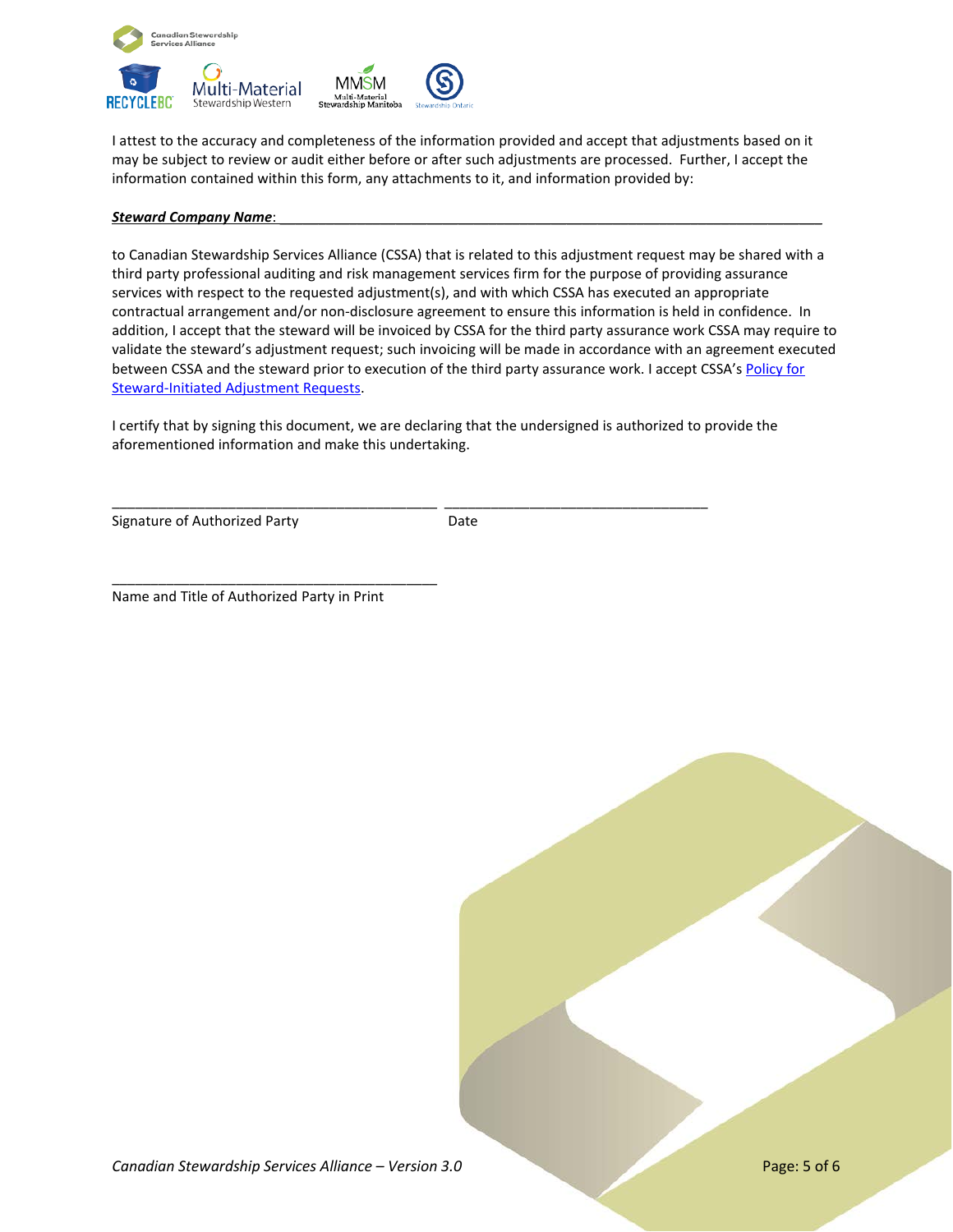I attest to the accuracy and completeness of the information provided and accept that adjustments based on it may be subject to review or audit either before or after such adjustments are processed. Further, I accept the information contained within this form, any attachments to it, and information provided by:

***Steward Company Name***: ___________________________________________________________________________

to Canadian Stewardship Services Alliance (CSSA) that is related to this adjustment request may be shared with a third party professional auditing and risk management services firm for the purpose of providing assurance services with respect to the requested adjustment(s), and with which CSSA has executed an appropriate contractual arrangement and/or non-disclosure agreement to ensure this information is held in confidence. In addition, I accept that the steward will be invoiced by CSSA for the third party assurance work CSSA may require to validate the steward's adjustment request; such invoicing will be made in accordance with an agreement executed between CSSA and the steward prior to execution of the third party assurance work. I accept CSSA's Policy for Steward-Initiated Adjustment Requests.

I certify that by signing this document, we are declaring that the undersigned is authorized to provide the aforementioned information and make this undertaking.

___________________________________________ ___________________________________

Signature of Authorized Party Date

___________________________________________

Name and Title of Authorized Party in Print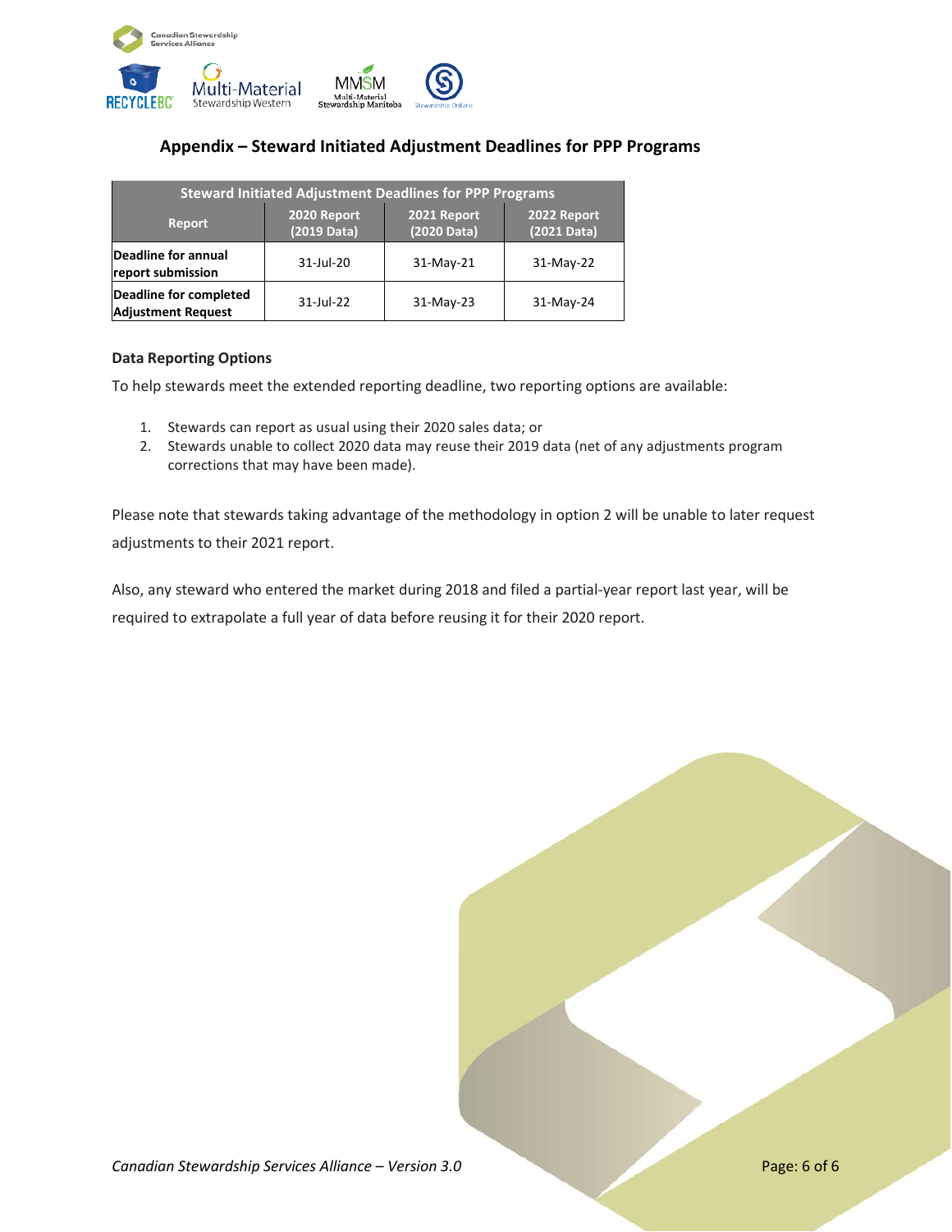## Appendix – Steward Initiated Adjustment Deadlines for PPP Programs

| Steward Initiated Adjustment Deadlines for PPP Programs | | | |
|---|---|---|---|
| **Report** | **2020 Report (2019 Data)** | **2021 Report (2020 Data)** | **2022 Report (2021 Data)** |
| **Deadline for annual report submission** | 31-Jul-20 | 31-May-21 | 31-May-22 |
| **Deadline for completed Adjustment Request** | 31-Jul-22 | 31-May-23 | 31-May-24 |

### Data Reporting Options

To help stewards meet the extended reporting deadline, two reporting options are available:

1. Stewards can report as usual using their 2020 sales data; or
2. Stewards unable to collect 2020 data may reuse their 2019 data (net of any adjustments program corrections that may have been made).

Please note that stewards taking advantage of the methodology in option 2 will be unable to later request adjustments to their 2021 report.

Also, any steward who entered the market during 2018 and filed a partial-year report last year, will be required to extrapolate a full year of data before reusing it for their 2020 report.